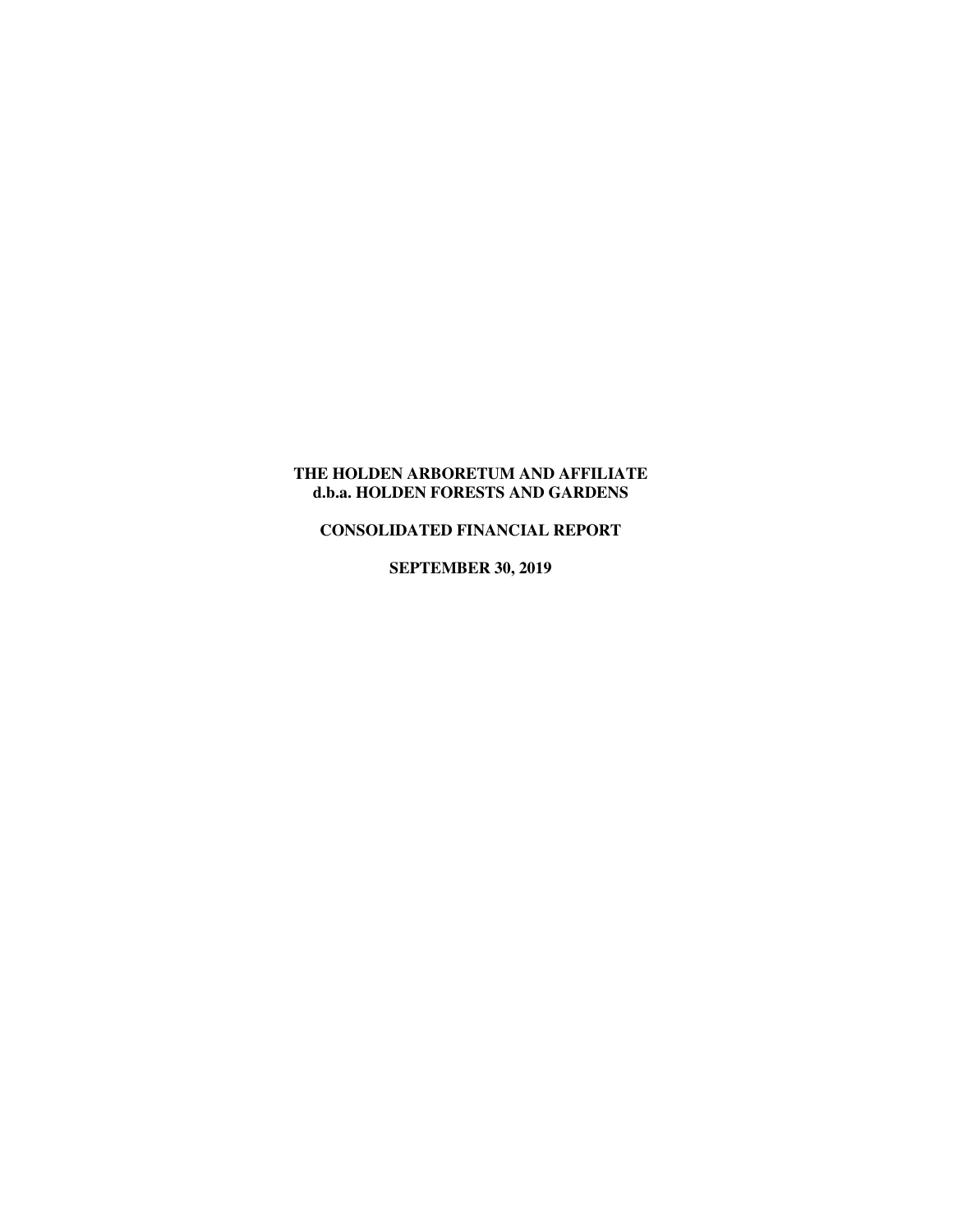# THE HOLDEN ARBORETUM AND AFFILIATE
## d.b.a. HOLDEN FORESTS AND GARDENS

## CONSOLIDATED FINANCIAL REPORT

## SEPTEMBER 30, 2019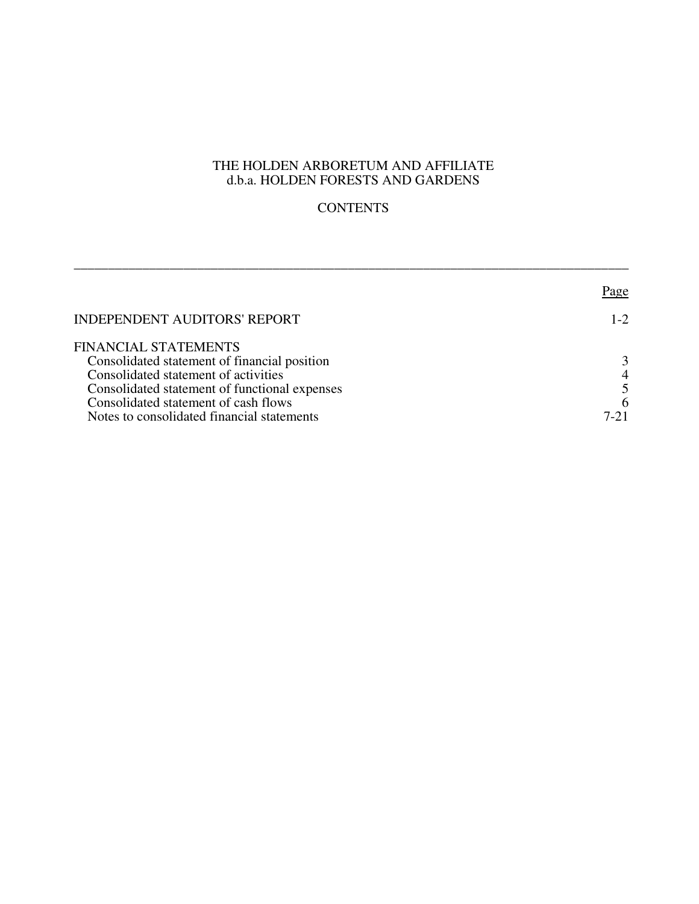# THE HOLDEN ARBORETUM AND AFFILIATE
## d.b.a. HOLDEN FORESTS AND GARDENS

## CONTENTS

| | Page |
|---|---|
| INDEPENDENT AUDITORS' REPORT | 1-2 |
| FINANCIAL STATEMENTS | |
| Consolidated statement of financial position | 3 |
| Consolidated statement of activities | 4 |
| Consolidated statement of functional expenses | 5 |
| Consolidated statement of cash flows | 6 |
| Notes to consolidated financial statements | 7-21 |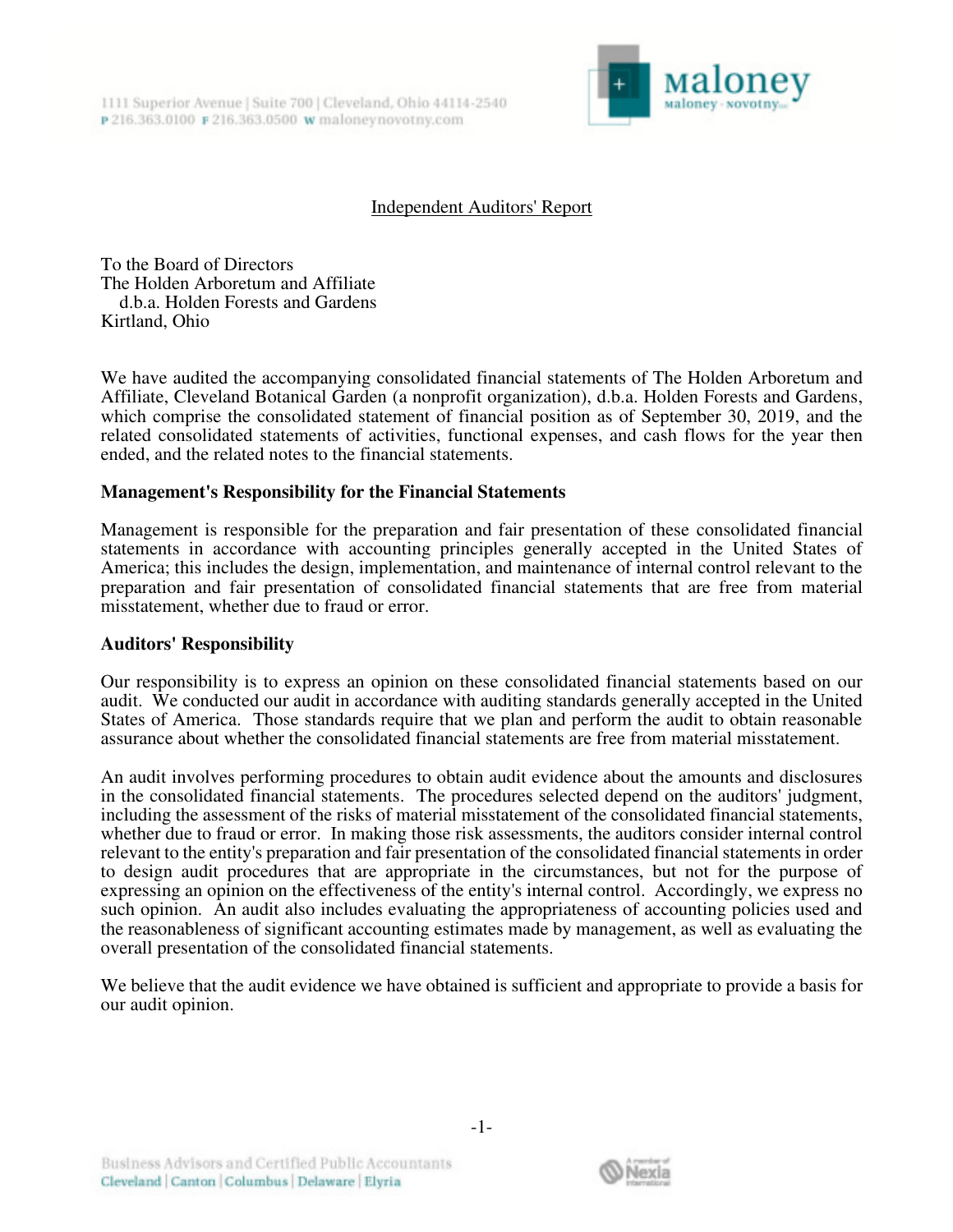## Independent Auditors' Report

To the Board of Directors
The Holden Arboretum and Affiliate
d.b.a. Holden Forests and Gardens
Kirtland, Ohio

We have audited the accompanying consolidated financial statements of The Holden Arboretum and Affiliate, Cleveland Botanical Garden (a nonprofit organization), d.b.a. Holden Forests and Gardens, which comprise the consolidated statement of financial position as of September 30, 2019, and the related consolidated statements of activities, functional expenses, and cash flows for the year then ended, and the related notes to the financial statements.

### Management's Responsibility for the Financial Statements

Management is responsible for the preparation and fair presentation of these consolidated financial statements in accordance with accounting principles generally accepted in the United States of America; this includes the design, implementation, and maintenance of internal control relevant to the preparation and fair presentation of consolidated financial statements that are free from material misstatement, whether due to fraud or error.

### Auditors' Responsibility

Our responsibility is to express an opinion on these consolidated financial statements based on our audit. We conducted our audit in accordance with auditing standards generally accepted in the United States of America. Those standards require that we plan and perform the audit to obtain reasonable assurance about whether the consolidated financial statements are free from material misstatement.

An audit involves performing procedures to obtain audit evidence about the amounts and disclosures in the consolidated financial statements. The procedures selected depend on the auditors' judgment, including the assessment of the risks of material misstatement of the consolidated financial statements, whether due to fraud or error. In making those risk assessments, the auditors consider internal control relevant to the entity's preparation and fair presentation of the consolidated financial statements in order to design audit procedures that are appropriate in the circumstances, but not for the purpose of expressing an opinion on the effectiveness of the entity's internal control. Accordingly, we express no such opinion. An audit also includes evaluating the appropriateness of accounting policies used and the reasonableness of significant accounting estimates made by management, as well as evaluating the overall presentation of the consolidated financial statements.

We believe that the audit evidence we have obtained is sufficient and appropriate to provide a basis for our audit opinion.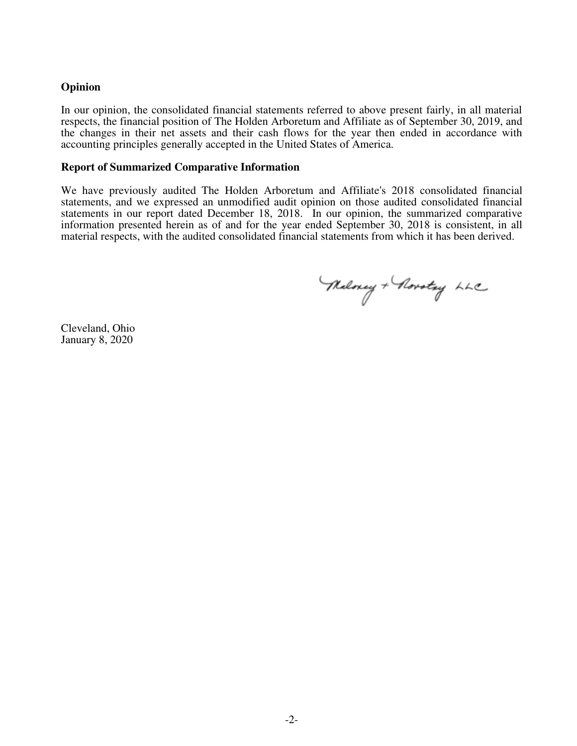## Opinion

In our opinion, the consolidated financial statements referred to above present fairly, in all material respects, the financial position of The Holden Arboretum and Affiliate as of September 30, 2019, and the changes in their net assets and their cash flows for the year then ended in accordance with accounting principles generally accepted in the United States of America.

## Report of Summarized Comparative Information

We have previously audited The Holden Arboretum and Affiliate's 2018 consolidated financial statements, and we expressed an unmodified audit opinion on those audited consolidated financial statements in our report dated December 18, 2018. In our opinion, the summarized comparative information presented herein as of and for the year ended September 30, 2018 is consistent, in all material respects, with the audited consolidated financial statements from which it has been derived.

Maloney + Novotny LLC

Cleveland, Ohio
January 8, 2020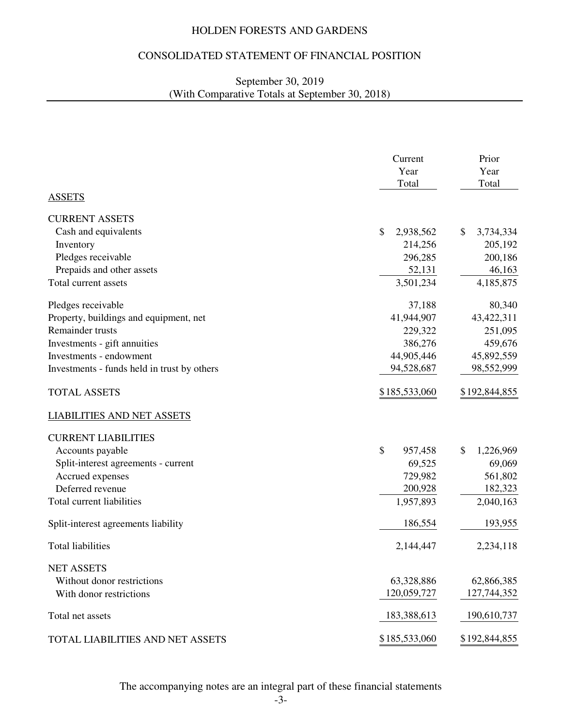# HOLDEN FORESTS AND GARDENS

## CONSOLIDATED STATEMENT OF FINANCIAL POSITION

September 30, 2019
(With Comparative Totals at September 30, 2018)

| | Current Year Total | Prior Year Total |
|---|---|---|
| **ASSETS** | | |
| CURRENT ASSETS | | |
| Cash and equivalents | $ 2,938,562 | $ 3,734,334 |
| Inventory | 214,256 | 205,192 |
| Pledges receivable | 296,285 | 200,186 |
| Prepaids and other assets | 52,131 | 46,163 |
| Total current assets | 3,501,234 | 4,185,875 |
| Pledges receivable | 37,188 | 80,340 |
| Property, buildings and equipment, net | 41,944,907 | 43,422,311 |
| Remainder trusts | 229,322 | 251,095 |
| Investments - gift annuities | 386,276 | 459,676 |
| Investments - endowment | 44,905,446 | 45,892,559 |
| Investments - funds held in trust by others | 94,528,687 | 98,552,999 |
| TOTAL ASSETS | $185,533,060 | $192,844,855 |
| **LIABILITIES AND NET ASSETS** | | |
| CURRENT LIABILITIES | | |
| Accounts payable | $ 957,458 | $ 1,226,969 |
| Split-interest agreements - current | 69,525 | 69,069 |
| Accrued expenses | 729,982 | 561,802 |
| Deferred revenue | 200,928 | 182,323 |
| Total current liabilities | 1,957,893 | 2,040,163 |
| Split-interest agreements liability | 186,554 | 193,955 |
| Total liabilities | 2,144,447 | 2,234,118 |
| NET ASSETS | | |
| Without donor restrictions | 63,328,886 | 62,866,385 |
| With donor restrictions | 120,059,727 | 127,744,352 |
| Total net assets | 183,388,613 | 190,610,737 |
| TOTAL LIABILITIES AND NET ASSETS | $185,533,060 | $192,844,855 |

The accompanying notes are an integral part of these financial statements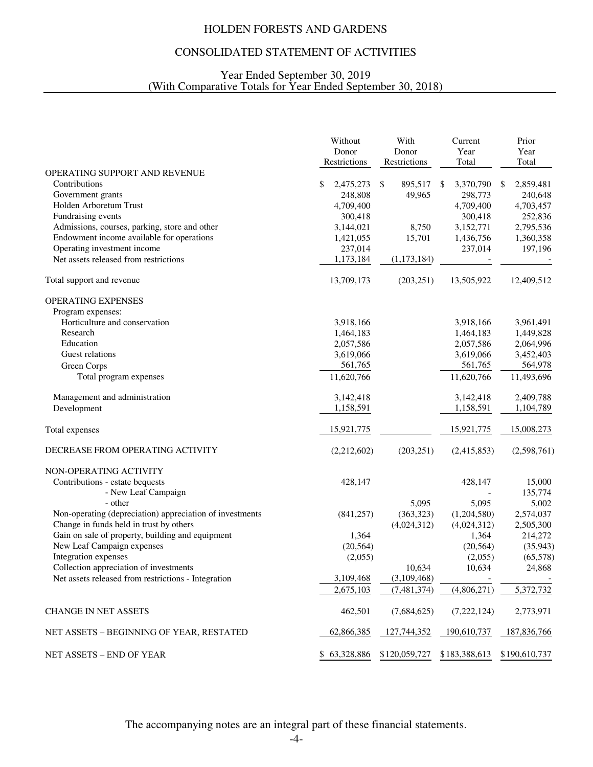# HOLDEN FORESTS AND GARDENS

## CONSOLIDATED STATEMENT OF ACTIVITIES

Year Ended September 30, 2019
(With Comparative Totals for Year Ended September 30, 2018)

| | Without Donor Restrictions | With Donor Restrictions | Current Year Total | Prior Year Total |
|---|---|---|---|---|
| OPERATING SUPPORT AND REVENUE | | | | |
| Contributions | $ 2,475,273 | $ 895,517 | $ 3,370,790 | $ 2,859,481 |
| Government grants | 248,808 | 49,965 | 298,773 | 240,648 |
| Holden Arboretum Trust | 4,709,400 | | 4,709,400 | 4,703,457 |
| Fundraising events | 300,418 | | 300,418 | 252,836 |
| Admissions, courses, parking, store and other | 3,144,021 | 8,750 | 3,152,771 | 2,795,536 |
| Endowment income available for operations | 1,421,055 | 15,701 | 1,436,756 | 1,360,358 |
| Operating investment income | 237,014 | | 237,014 | 197,196 |
| Net assets released from restrictions | 1,173,184 | (1,173,184) | - | - |
| Total support and revenue | 13,709,173 | (203,251) | 13,505,922 | 12,409,512 |
| OPERATING EXPENSES | | | | |
| Program expenses: | | | | |
| Horticulture and conservation | 3,918,166 | | 3,918,166 | 3,961,491 |
| Research | 1,464,183 | | 1,464,183 | 1,449,828 |
| Education | 2,057,586 | | 2,057,586 | 2,064,996 |
| Guest relations | 3,619,066 | | 3,619,066 | 3,452,403 |
| Green Corps | 561,765 | | 561,765 | 564,978 |
| Total program expenses | 11,620,766 | | 11,620,766 | 11,493,696 |
| Management and administration | 3,142,418 | | 3,142,418 | 2,409,788 |
| Development | 1,158,591 | | 1,158,591 | 1,104,789 |
| Total expenses | 15,921,775 | | 15,921,775 | 15,008,273 |
| DECREASE FROM OPERATING ACTIVITY | (2,212,602) | (203,251) | (2,415,853) | (2,598,761) |
| NON-OPERATING ACTIVITY | | | | |
| Contributions - estate bequests | 428,147 | | 428,147 | 15,000 |
| - New Leaf Campaign | | | - | 135,774 |
| - other | | 5,095 | 5,095 | 5,002 |
| Non-operating (depreciation) appreciation of investments | (841,257) | (363,323) | (1,204,580) | 2,574,037 |
| Change in funds held in trust by others | | (4,024,312) | (4,024,312) | 2,505,300 |
| Gain on sale of property, building and equipment | 1,364 | | 1,364 | 214,272 |
| New Leaf Campaign expenses | (20,564) | | (20,564) | (35,943) |
| Integration expenses | (2,055) | | (2,055) | (65,578) |
| Collection appreciation of investments | | 10,634 | 10,634 | 24,868 |
| Net assets released from restrictions - Integration | 3,109,468 | (3,109,468) | - | - |
| | 2,675,103 | (7,481,374) | (4,806,271) | 5,372,732 |
| CHANGE IN NET ASSETS | 462,501 | (7,684,625) | (7,222,124) | 2,773,971 |
| NET ASSETS – BEGINNING OF YEAR, RESTATED | 62,866,385 | 127,744,352 | 190,610,737 | 187,836,766 |
| NET ASSETS – END OF YEAR | $ 63,328,886 | $120,059,727 | $183,388,613 | $190,610,737 |

The accompanying notes are an integral part of these financial statements.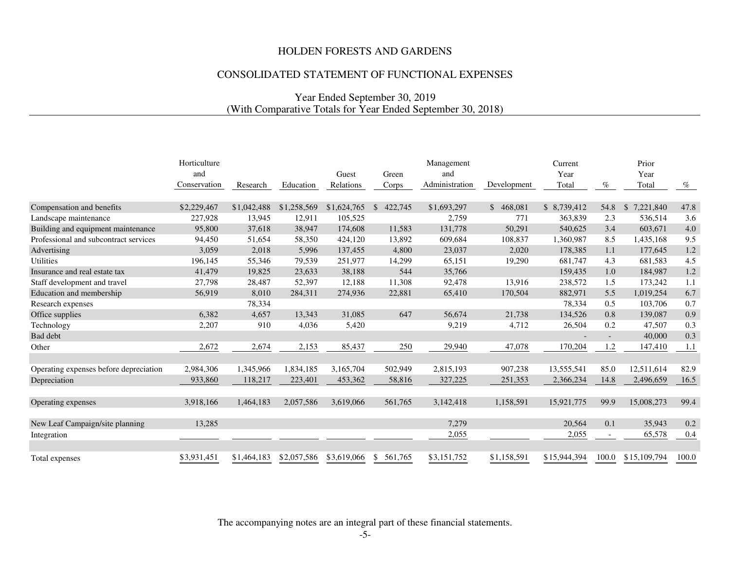# HOLDEN FORESTS AND GARDENS

## CONSOLIDATED STATEMENT OF FUNCTIONAL EXPENSES

### Year Ended September 30, 2019
### (With Comparative Totals for Year Ended September 30, 2018)

| | Horticulture and Conservation | Research | Education | Guest Relations | Green Corps | Management and Administration | Development | Current Year Total | % | Prior Year Total | % |
|---|---|---|---|---|---|---|---|---|---|---|---|
| Compensation and benefits | $2,229,467 | $1,042,488 | $1,258,569 | $1,624,765 | $ 422,745 | $1,693,297 | $ 468,081 | $ 8,739,412 | 54.8 | $ 7,221,840 | 47.8 |
| Landscape maintenance | 227,928 | 13,945 | 12,911 | 105,525 | | 2,759 | 771 | 363,839 | 2.3 | 536,514 | 3.6 |
| Building and equipment maintenance | 95,800 | 37,618 | 38,947 | 174,608 | 11,583 | 131,778 | 50,291 | 540,625 | 3.4 | 603,671 | 4.0 |
| Professional and subcontract services | 94,450 | 51,654 | 58,350 | 424,120 | 13,892 | 609,684 | 108,837 | 1,360,987 | 8.5 | 1,435,168 | 9.5 |
| Advertising | 3,059 | 2,018 | 5,996 | 137,455 | 4,800 | 23,037 | 2,020 | 178,385 | 1.1 | 177,645 | 1.2 |
| Utilities | 196,145 | 55,346 | 79,539 | 251,977 | 14,299 | 65,151 | 19,290 | 681,747 | 4.3 | 681,583 | 4.5 |
| Insurance and real estate tax | 41,479 | 19,825 | 23,633 | 38,188 | 544 | 35,766 | | 159,435 | 1.0 | 184,987 | 1.2 |
| Staff development and travel | 27,798 | 28,487 | 52,397 | 12,188 | 11,308 | 92,478 | 13,916 | 238,572 | 1.5 | 173,242 | 1.1 |
| Education and membership | 56,919 | 8,010 | 284,311 | 274,936 | 22,881 | 65,410 | 170,504 | 882,971 | 5.5 | 1,019,254 | 6.7 |
| Research expenses | | 78,334 | | | | | | 78,334 | 0.5 | 103,706 | 0.7 |
| Office supplies | 6,382 | 4,657 | 13,343 | 31,085 | 647 | 56,674 | 21,738 | 134,526 | 0.8 | 139,087 | 0.9 |
| Technology | 2,207 | 910 | 4,036 | 5,420 | | 9,219 | 4,712 | 26,504 | 0.2 | 47,507 | 0.3 |
| Bad debt | | | | | | | | - | - | 40,000 | 0.3 |
| Other | 2,672 | 2,674 | 2,153 | 85,437 | 250 | 29,940 | 47,078 | 170,204 | 1.2 | 147,410 | 1.1 |
| Operating expenses before depreciation | 2,984,306 | 1,345,966 | 1,834,185 | 3,165,704 | 502,949 | 2,815,193 | 907,238 | 13,555,541 | 85.0 | 12,511,614 | 82.9 |
| Depreciation | 933,860 | 118,217 | 223,401 | 453,362 | 58,816 | 327,225 | 251,353 | 2,366,234 | 14.8 | 2,496,659 | 16.5 |
| Operating expenses | 3,918,166 | 1,464,183 | 2,057,586 | 3,619,066 | 561,765 | 3,142,418 | 1,158,591 | 15,921,775 | 99.9 | 15,008,273 | 99.4 |
| New Leaf Campaign/site planning | 13,285 | | | | | 7,279 | | 20,564 | 0.1 | 35,943 | 0.2 |
| Integration | | | | | | 2,055 | | 2,055 | - | 65,578 | 0.4 |
| Total expenses | $3,931,451 | $1,464,183 | $2,057,586 | $3,619,066 | $ 561,765 | $3,151,752 | $1,158,591 | $15,944,394 | 100.0 | $15,109,794 | 100.0 |

The accompanying notes are an integral part of these financial statements.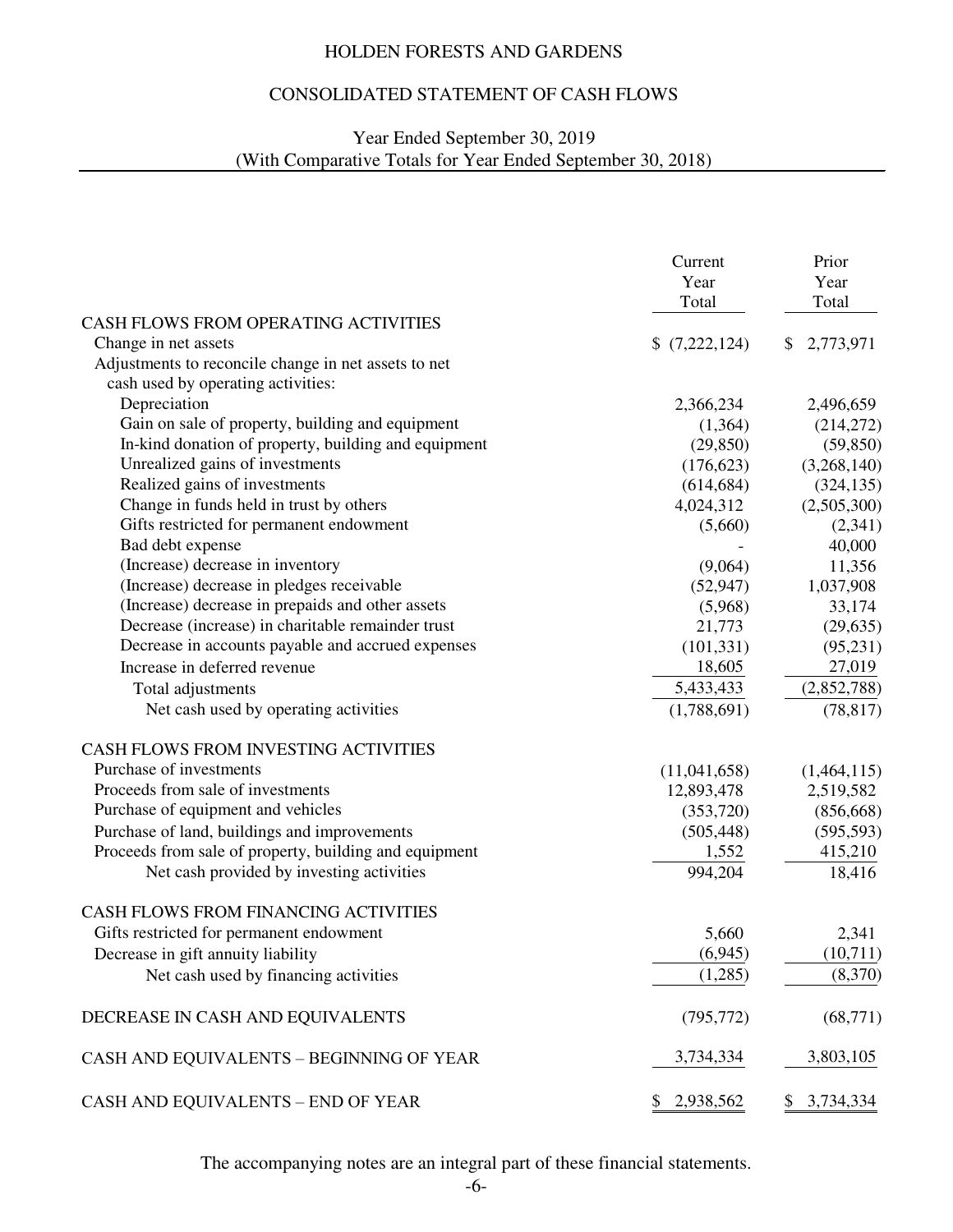# HOLDEN FORESTS AND GARDENS

## CONSOLIDATED STATEMENT OF CASH FLOWS

Year Ended September 30, 2019
(With Comparative Totals for Year Ended September 30, 2018)

| | Current Year Total | Prior Year Total |
|---|---|---|
| **CASH FLOWS FROM OPERATING ACTIVITIES** | | |
| Change in net assets | $ (7,222,124) | $ 2,773,971 |
| Adjustments to reconcile change in net assets to net cash used by operating activities: | | |
| Depreciation | 2,366,234 | 2,496,659 |
| Gain on sale of property, building and equipment | (1,364) | (214,272) |
| In-kind donation of property, building and equipment | (29,850) | (59,850) |
| Unrealized gains of investments | (176,623) | (3,268,140) |
| Realized gains of investments | (614,684) | (324,135) |
| Change in funds held in trust by others | 4,024,312 | (2,505,300) |
| Gifts restricted for permanent endowment | (5,660) | (2,341) |
| Bad debt expense | - | 40,000 |
| (Increase) decrease in inventory | (9,064) | 11,356 |
| (Increase) decrease in pledges receivable | (52,947) | 1,037,908 |
| (Increase) decrease in prepaids and other assets | (5,968) | 33,174 |
| Decrease (increase) in charitable remainder trust | 21,773 | (29,635) |
| Decrease in accounts payable and accrued expenses | (101,331) | (95,231) |
| Increase in deferred revenue | 18,605 | 27,019 |
| Total adjustments | 5,433,433 | (2,852,788) |
| Net cash used by operating activities | (1,788,691) | (78,817) |
| **CASH FLOWS FROM INVESTING ACTIVITIES** | | |
| Purchase of investments | (11,041,658) | (1,464,115) |
| Proceeds from sale of investments | 12,893,478 | 2,519,582 |
| Purchase of equipment and vehicles | (353,720) | (856,668) |
| Purchase of land, buildings and improvements | (505,448) | (595,593) |
| Proceeds from sale of property, building and equipment | 1,552 | 415,210 |
| Net cash provided by investing activities | 994,204 | 18,416 |
| **CASH FLOWS FROM FINANCING ACTIVITIES** | | |
| Gifts restricted for permanent endowment | 5,660 | 2,341 |
| Decrease in gift annuity liability | (6,945) | (10,711) |
| Net cash used by financing activities | (1,285) | (8,370) |
| **DECREASE IN CASH AND EQUIVALENTS** | (795,772) | (68,771) |
| **CASH AND EQUIVALENTS – BEGINNING OF YEAR** | 3,734,334 | 3,803,105 |
| **CASH AND EQUIVALENTS – END OF YEAR** | $ 2,938,562 | $ 3,734,334 |

The accompanying notes are an integral part of these financial statements.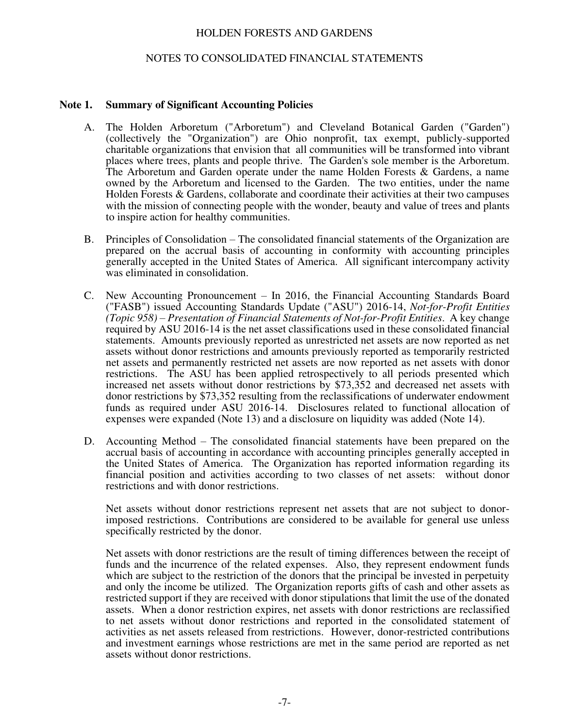HOLDEN FORESTS AND GARDENS

NOTES TO CONSOLIDATED FINANCIAL STATEMENTS

## Note 1. Summary of Significant Accounting Policies

A. The Holden Arboretum ("Arboretum") and Cleveland Botanical Garden ("Garden") (collectively the "Organization") are Ohio nonprofit, tax exempt, publicly-supported charitable organizations that envision that all communities will be transformed into vibrant places where trees, plants and people thrive. The Garden's sole member is the Arboretum. The Arboretum and Garden operate under the name Holden Forests & Gardens, a name owned by the Arboretum and licensed to the Garden. The two entities, under the name Holden Forests & Gardens, collaborate and coordinate their activities at their two campuses with the mission of connecting people with the wonder, beauty and value of trees and plants to inspire action for healthy communities.

B. Principles of Consolidation – The consolidated financial statements of the Organization are prepared on the accrual basis of accounting in conformity with accounting principles generally accepted in the United States of America. All significant intercompany activity was eliminated in consolidation.

C. New Accounting Pronouncement – In 2016, the Financial Accounting Standards Board ("FASB") issued Accounting Standards Update ("ASU") 2016-14, *Not-for-Profit Entities (Topic 958) – Presentation of Financial Statements of Not-for-Profit Entities*. A key change required by ASU 2016-14 is the net asset classifications used in these consolidated financial statements. Amounts previously reported as unrestricted net assets are now reported as net assets without donor restrictions and amounts previously reported as temporarily restricted net assets and permanently restricted net assets are now reported as net assets with donor restrictions. The ASU has been applied retrospectively to all periods presented which increased net assets without donor restrictions by $73,352 and decreased net assets with donor restrictions by $73,352 resulting from the reclassifications of underwater endowment funds as required under ASU 2016-14. Disclosures related to functional allocation of expenses were expanded (Note 13) and a disclosure on liquidity was added (Note 14).

D. Accounting Method – The consolidated financial statements have been prepared on the accrual basis of accounting in accordance with accounting principles generally accepted in the United States of America. The Organization has reported information regarding its financial position and activities according to two classes of net assets: without donor restrictions and with donor restrictions.

Net assets without donor restrictions represent net assets that are not subject to donor-imposed restrictions. Contributions are considered to be available for general use unless specifically restricted by the donor.

Net assets with donor restrictions are the result of timing differences between the receipt of funds and the incurrence of the related expenses. Also, they represent endowment funds which are subject to the restriction of the donors that the principal be invested in perpetuity and only the income be utilized. The Organization reports gifts of cash and other assets as restricted support if they are received with donor stipulations that limit the use of the donated assets. When a donor restriction expires, net assets with donor restrictions are reclassified to net assets without donor restrictions and reported in the consolidated statement of activities as net assets released from restrictions. However, donor-restricted contributions and investment earnings whose restrictions are met in the same period are reported as net assets without donor restrictions.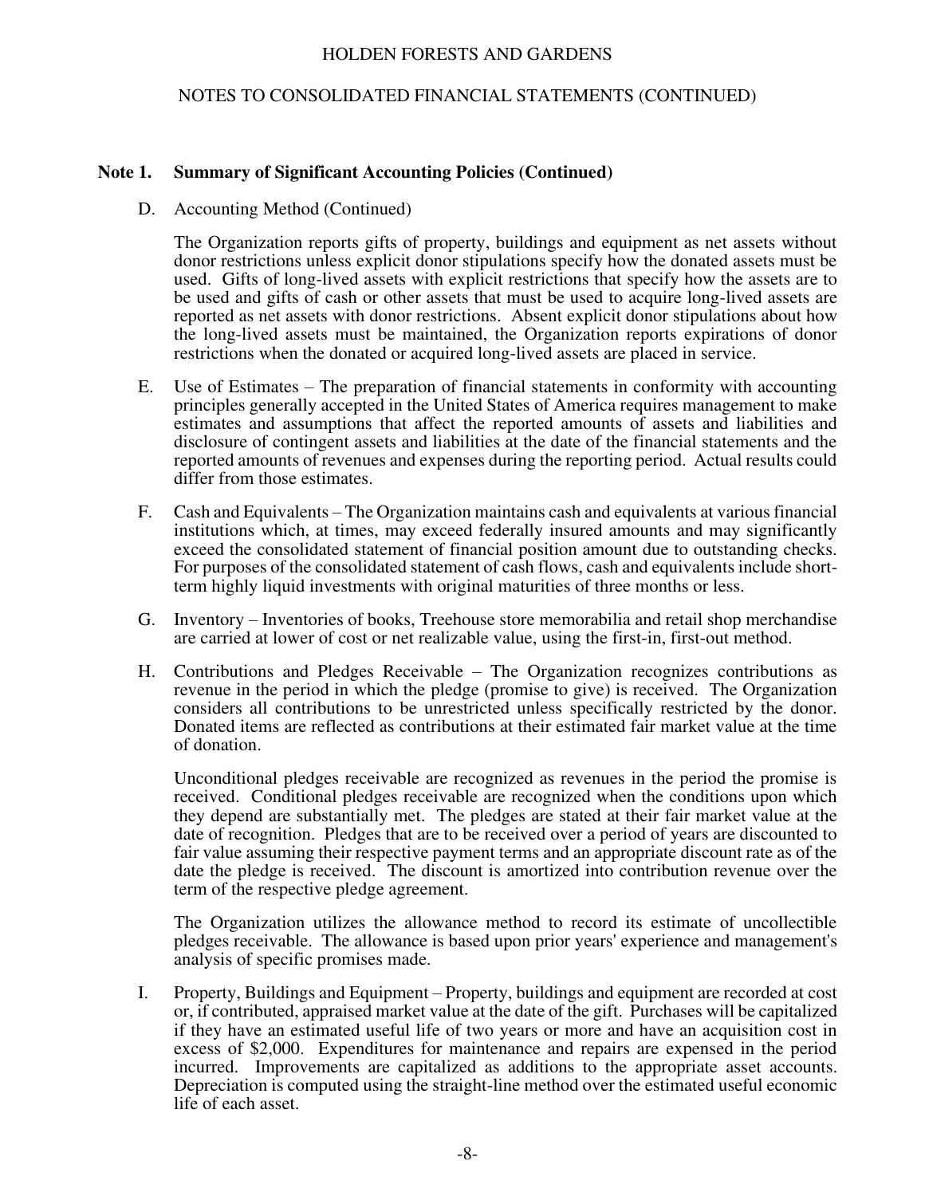HOLDEN FORESTS AND GARDENS

NOTES TO CONSOLIDATED FINANCIAL STATEMENTS (CONTINUED)

## Note 1. Summary of Significant Accounting Policies (Continued)

D. Accounting Method (Continued)

The Organization reports gifts of property, buildings and equipment as net assets without donor restrictions unless explicit donor stipulations specify how the donated assets must be used. Gifts of long-lived assets with explicit restrictions that specify how the assets are to be used and gifts of cash or other assets that must be used to acquire long-lived assets are reported as net assets with donor restrictions. Absent explicit donor stipulations about how the long-lived assets must be maintained, the Organization reports expirations of donor restrictions when the donated or acquired long-lived assets are placed in service.

E. Use of Estimates – The preparation of financial statements in conformity with accounting principles generally accepted in the United States of America requires management to make estimates and assumptions that affect the reported amounts of assets and liabilities and disclosure of contingent assets and liabilities at the date of the financial statements and the reported amounts of revenues and expenses during the reporting period. Actual results could differ from those estimates.

F. Cash and Equivalents – The Organization maintains cash and equivalents at various financial institutions which, at times, may exceed federally insured amounts and may significantly exceed the consolidated statement of financial position amount due to outstanding checks. For purposes of the consolidated statement of cash flows, cash and equivalents include short-term highly liquid investments with original maturities of three months or less.

G. Inventory – Inventories of books, Treehouse store memorabilia and retail shop merchandise are carried at lower of cost or net realizable value, using the first-in, first-out method.

H. Contributions and Pledges Receivable – The Organization recognizes contributions as revenue in the period in which the pledge (promise to give) is received. The Organization considers all contributions to be unrestricted unless specifically restricted by the donor. Donated items are reflected as contributions at their estimated fair market value at the time of donation.

Unconditional pledges receivable are recognized as revenues in the period the promise is received. Conditional pledges receivable are recognized when the conditions upon which they depend are substantially met. The pledges are stated at their fair market value at the date of recognition. Pledges that are to be received over a period of years are discounted to fair value assuming their respective payment terms and an appropriate discount rate as of the date the pledge is received. The discount is amortized into contribution revenue over the term of the respective pledge agreement.

The Organization utilizes the allowance method to record its estimate of uncollectible pledges receivable. The allowance is based upon prior years' experience and management's analysis of specific promises made.

I. Property, Buildings and Equipment – Property, buildings and equipment are recorded at cost or, if contributed, appraised market value at the date of the gift. Purchases will be capitalized if they have an estimated useful life of two years or more and have an acquisition cost in excess of $2,000. Expenditures for maintenance and repairs are expensed in the period incurred. Improvements are capitalized as additions to the appropriate asset accounts. Depreciation is computed using the straight-line method over the estimated useful economic life of each asset.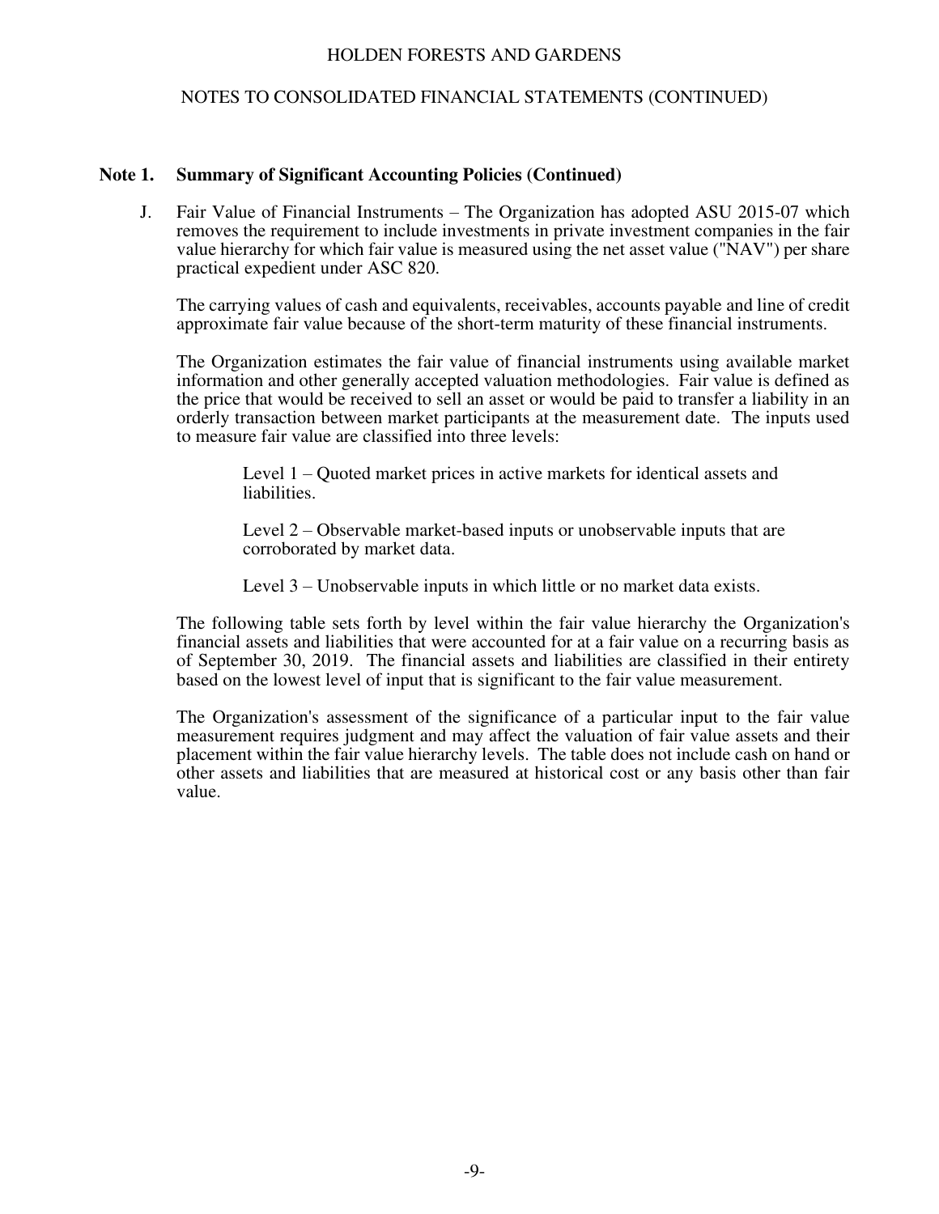## Note 1. Summary of Significant Accounting Policies (Continued)

J. Fair Value of Financial Instruments – The Organization has adopted ASU 2015-07 which removes the requirement to include investments in private investment companies in the fair value hierarchy for which fair value is measured using the net asset value ("NAV") per share practical expedient under ASC 820.

The carrying values of cash and equivalents, receivables, accounts payable and line of credit approximate fair value because of the short-term maturity of these financial instruments.

The Organization estimates the fair value of financial instruments using available market information and other generally accepted valuation methodologies. Fair value is defined as the price that would be received to sell an asset or would be paid to transfer a liability in an orderly transaction between market participants at the measurement date. The inputs used to measure fair value are classified into three levels:

Level 1 – Quoted market prices in active markets for identical assets and liabilities.

Level 2 – Observable market-based inputs or unobservable inputs that are corroborated by market data.

Level 3 – Unobservable inputs in which little or no market data exists.

The following table sets forth by level within the fair value hierarchy the Organization's financial assets and liabilities that were accounted for at a fair value on a recurring basis as of September 30, 2019. The financial assets and liabilities are classified in their entirety based on the lowest level of input that is significant to the fair value measurement.

The Organization's assessment of the significance of a particular input to the fair value measurement requires judgment and may affect the valuation of fair value assets and their placement within the fair value hierarchy levels. The table does not include cash on hand or other assets and liabilities that are measured at historical cost or any basis other than fair value.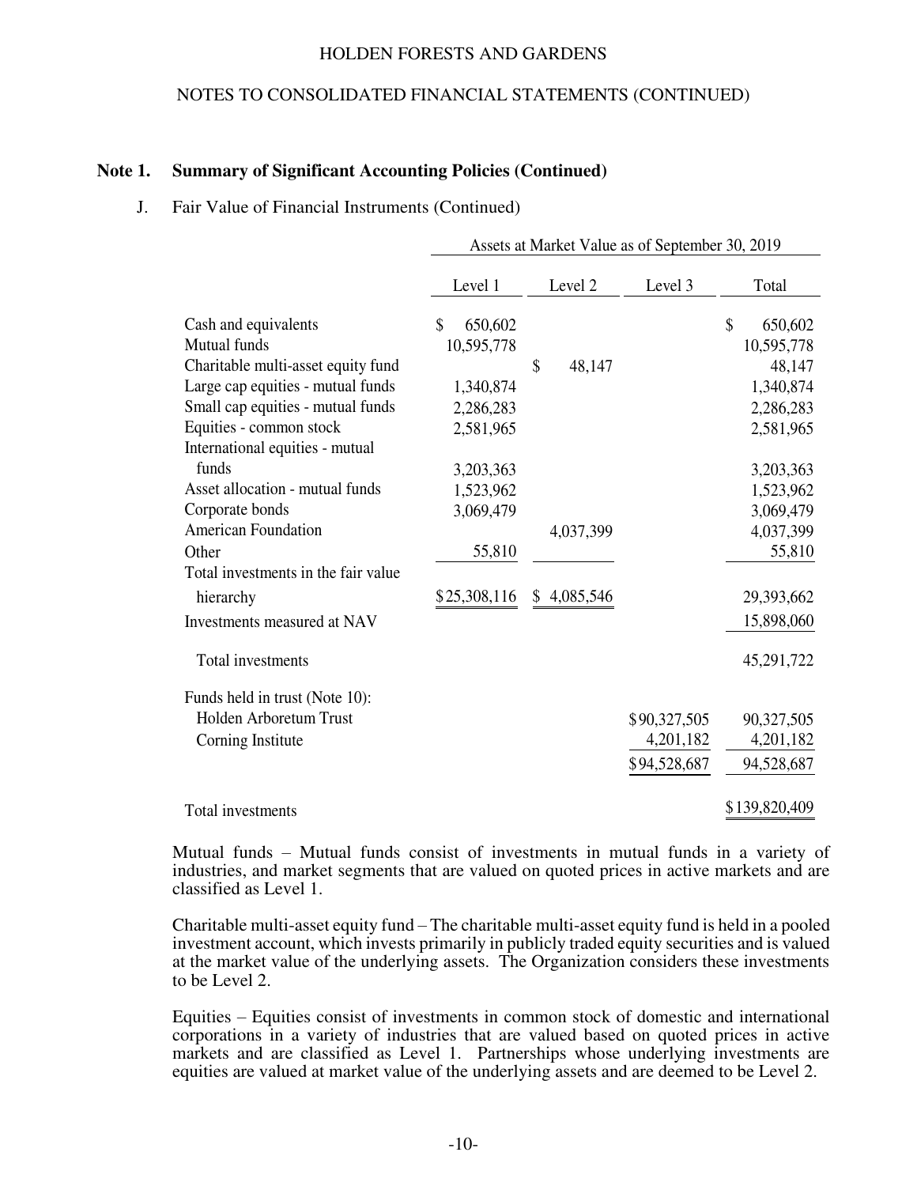## Note 1. Summary of Significant Accounting Policies (Continued)

J. Fair Value of Financial Instruments (Continued)

| | Assets at Market Value as of September 30, 2019 | | | |
|---|---|---|---|---|
| | Level 1 | Level 2 | Level 3 | Total |
| Cash and equivalents | $ 650,602 | | | $ 650,602 |
| Mutual funds | 10,595,778 | | | 10,595,778 |
| Charitable multi-asset equity fund | | $ 48,147 | | 48,147 |
| Large cap equities - mutual funds | 1,340,874 | | | 1,340,874 |
| Small cap equities - mutual funds | 2,286,283 | | | 2,286,283 |
| Equities - common stock | 2,581,965 | | | 2,581,965 |
| International equities - mutual funds | 3,203,363 | | | 3,203,363 |
| Asset allocation - mutual funds | 1,523,962 | | | 1,523,962 |
| Corporate bonds | 3,069,479 | | | 3,069,479 |
| American Foundation | | 4,037,399 | | 4,037,399 |
| Other | 55,810 | | | 55,810 |
| Total investments in the fair value hierarchy | $25,308,116 | $ 4,085,546 | | 29,393,662 |
| Investments measured at NAV | | | | 15,898,060 |
| Total investments | | | | 45,291,722 |
| Funds held in trust (Note 10): | | | | |
| Holden Arboretum Trust | | | $90,327,505 | 90,327,505 |
| Corning Institute | | | 4,201,182 | 4,201,182 |
| | | | $94,528,687 | 94,528,687 |
| Total investments | | | | $139,820,409 |

Mutual funds – Mutual funds consist of investments in mutual funds in a variety of industries, and market segments that are valued on quoted prices in active markets and are classified as Level 1.

Charitable multi-asset equity fund – The charitable multi-asset equity fund is held in a pooled investment account, which invests primarily in publicly traded equity securities and is valued at the market value of the underlying assets. The Organization considers these investments to be Level 2.

Equities – Equities consist of investments in common stock of domestic and international corporations in a variety of industries that are valued based on quoted prices in active markets and are classified as Level 1. Partnerships whose underlying investments are equities are valued at market value of the underlying assets and are deemed to be Level 2.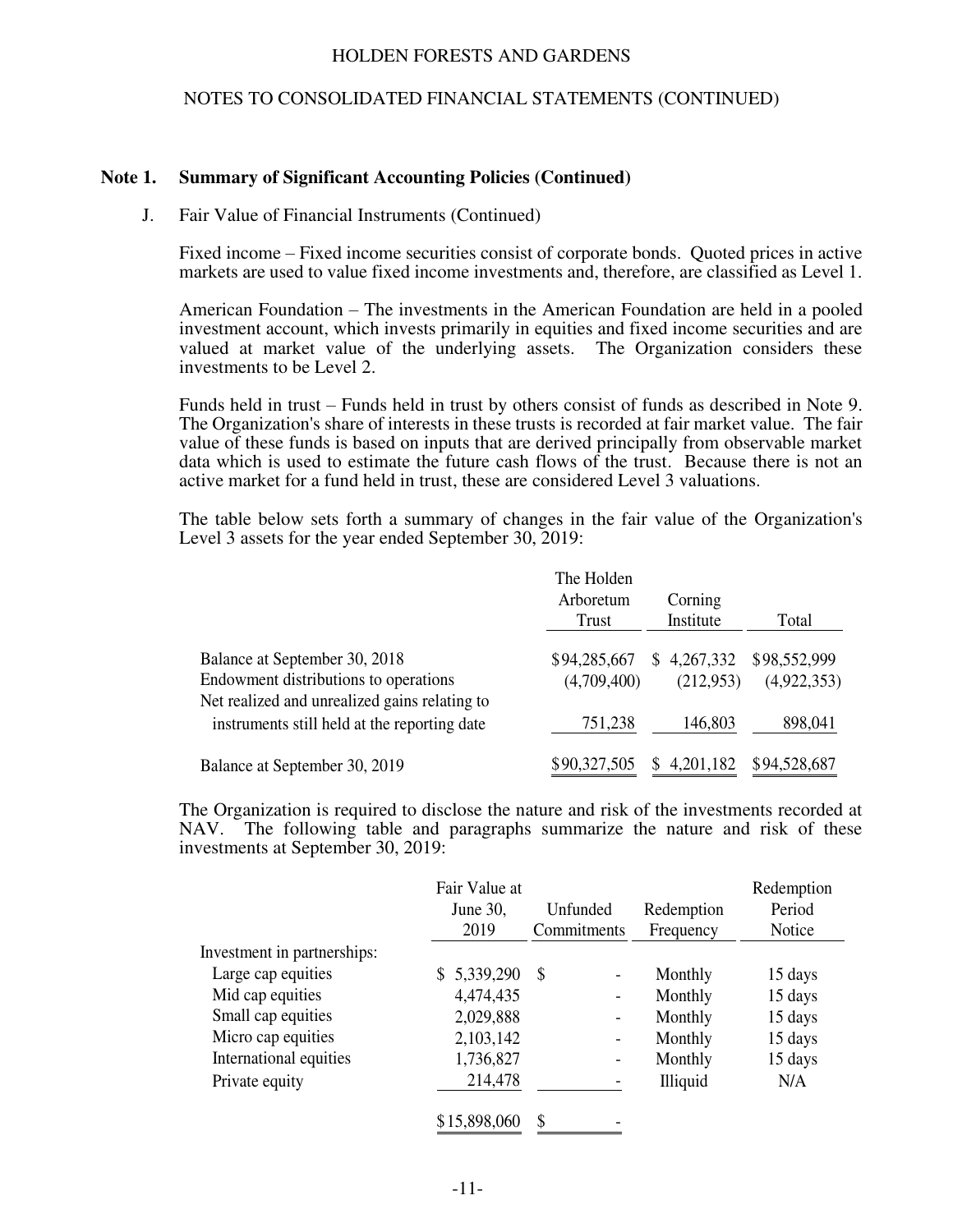## Note 1. Summary of Significant Accounting Policies (Continued)

J. Fair Value of Financial Instruments (Continued)

Fixed income – Fixed income securities consist of corporate bonds. Quoted prices in active markets are used to value fixed income investments and, therefore, are classified as Level 1.

American Foundation – The investments in the American Foundation are held in a pooled investment account, which invests primarily in equities and fixed income securities and are valued at market value of the underlying assets. The Organization considers these investments to be Level 2.

Funds held in trust – Funds held in trust by others consist of funds as described in Note 9. The Organization's share of interests in these trusts is recorded at fair market value. The fair value of these funds is based on inputs that are derived principally from observable market data which is used to estimate the future cash flows of the trust. Because there is not an active market for a fund held in trust, these are considered Level 3 valuations.

The table below sets forth a summary of changes in the fair value of the Organization's Level 3 assets for the year ended September 30, 2019:

| | The Holden Arboretum Trust | Corning Institute | Total |
|---|---|---|---|
| Balance at September 30, 2018 | $94,285,667 | $ 4,267,332 | $98,552,999 |
| Endowment distributions to operations | (4,709,400) | (212,953) | (4,922,353) |
| Net realized and unrealized gains relating to instruments still held at the reporting date | 751,238 | 146,803 | 898,041 |
| Balance at September 30, 2019 | $90,327,505 | $ 4,201,182 | $94,528,687 |

The Organization is required to disclose the nature and risk of the investments recorded at NAV. The following table and paragraphs summarize the nature and risk of these investments at September 30, 2019:

| | Fair Value at June 30, 2019 | Unfunded Commitments | Redemption Frequency | Redemption Period Notice |
|---|---|---|---|---|
| Investment in partnerships: | | | | |
| Large cap equities | $ 5,339,290 | $ - | Monthly | 15 days |
| Mid cap equities | 4,474,435 | - | Monthly | 15 days |
| Small cap equities | 2,029,888 | - | Monthly | 15 days |
| Micro cap equities | 2,103,142 | - | Monthly | 15 days |
| International equities | 1,736,827 | - | Monthly | 15 days |
| Private equity | 214,478 | - | Illiquid | N/A |
| | $15,898,060 | $ - | | |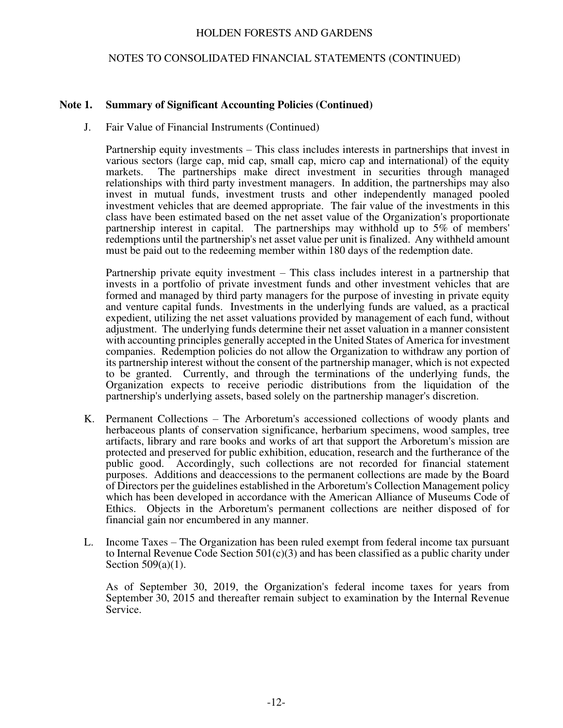## Note 1. Summary of Significant Accounting Policies (Continued)

J. Fair Value of Financial Instruments (Continued)

Partnership equity investments – This class includes interests in partnerships that invest in various sectors (large cap, mid cap, small cap, micro cap and international) of the equity markets. The partnerships make direct investment in securities through managed relationships with third party investment managers. In addition, the partnerships may also invest in mutual funds, investment trusts and other independently managed pooled investment vehicles that are deemed appropriate. The fair value of the investments in this class have been estimated based on the net asset value of the Organization's proportionate partnership interest in capital. The partnerships may withhold up to 5% of members' redemptions until the partnership's net asset value per unit is finalized. Any withheld amount must be paid out to the redeeming member within 180 days of the redemption date.

Partnership private equity investment – This class includes interest in a partnership that invests in a portfolio of private investment funds and other investment vehicles that are formed and managed by third party managers for the purpose of investing in private equity and venture capital funds. Investments in the underlying funds are valued, as a practical expedient, utilizing the net asset valuations provided by management of each fund, without adjustment. The underlying funds determine their net asset valuation in a manner consistent with accounting principles generally accepted in the United States of America for investment companies. Redemption policies do not allow the Organization to withdraw any portion of its partnership interest without the consent of the partnership manager, which is not expected to be granted. Currently, and through the terminations of the underlying funds, the Organization expects to receive periodic distributions from the liquidation of the partnership's underlying assets, based solely on the partnership manager's discretion.

K. Permanent Collections – The Arboretum's accessioned collections of woody plants and herbaceous plants of conservation significance, herbarium specimens, wood samples, tree artifacts, library and rare books and works of art that support the Arboretum's mission are protected and preserved for public exhibition, education, research and the furtherance of the public good. Accordingly, such collections are not recorded for financial statement purposes. Additions and deaccessions to the permanent collections are made by the Board of Directors per the guidelines established in the Arboretum's Collection Management policy which has been developed in accordance with the American Alliance of Museums Code of Ethics. Objects in the Arboretum's permanent collections are neither disposed of for financial gain nor encumbered in any manner.

L. Income Taxes – The Organization has been ruled exempt from federal income tax pursuant to Internal Revenue Code Section 501(c)(3) and has been classified as a public charity under Section 509(a)(1).

As of September 30, 2019, the Organization's federal income taxes for years from September 30, 2015 and thereafter remain subject to examination by the Internal Revenue Service.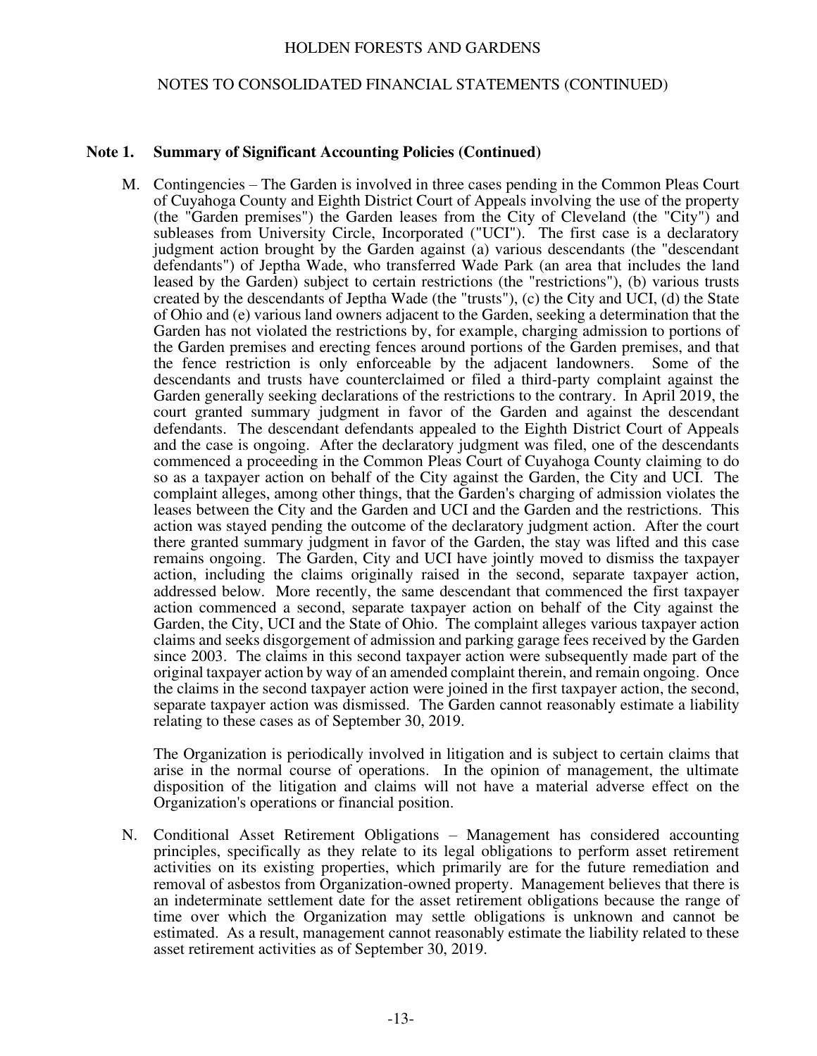## Note 1. Summary of Significant Accounting Policies (Continued)

M. Contingencies – The Garden is involved in three cases pending in the Common Pleas Court of Cuyahoga County and Eighth District Court of Appeals involving the use of the property (the "Garden premises") the Garden leases from the City of Cleveland (the "City") and subleases from University Circle, Incorporated ("UCI"). The first case is a declaratory judgment action brought by the Garden against (a) various descendants (the "descendant defendants") of Jeptha Wade, who transferred Wade Park (an area that includes the land leased by the Garden) subject to certain restrictions (the "restrictions"), (b) various trusts created by the descendants of Jeptha Wade (the "trusts"), (c) the City and UCI, (d) the State of Ohio and (e) various land owners adjacent to the Garden, seeking a determination that the Garden has not violated the restrictions by, for example, charging admission to portions of the Garden premises and erecting fences around portions of the Garden premises, and that the fence restriction is only enforceable by the adjacent landowners. Some of the descendants and trusts have counterclaimed or filed a third-party complaint against the Garden generally seeking declarations of the restrictions to the contrary. In April 2019, the court granted summary judgment in favor of the Garden and against the descendant defendants. The descendant defendants appealed to the Eighth District Court of Appeals and the case is ongoing. After the declaratory judgment was filed, one of the descendants commenced a proceeding in the Common Pleas Court of Cuyahoga County claiming to do so as a taxpayer action on behalf of the City against the Garden, the City and UCI. The complaint alleges, among other things, that the Garden's charging of admission violates the leases between the City and the Garden and UCI and the Garden and the restrictions. This action was stayed pending the outcome of the declaratory judgment action. After the court there granted summary judgment in favor of the Garden, the stay was lifted and this case remains ongoing. The Garden, City and UCI have jointly moved to dismiss the taxpayer action, including the claims originally raised in the second, separate taxpayer action, addressed below. More recently, the same descendant that commenced the first taxpayer action commenced a second, separate taxpayer action on behalf of the City against the Garden, the City, UCI and the State of Ohio. The complaint alleges various taxpayer action claims and seeks disgorgement of admission and parking garage fees received by the Garden since 2003. The claims in this second taxpayer action were subsequently made part of the original taxpayer action by way of an amended complaint therein, and remain ongoing. Once the claims in the second taxpayer action were joined in the first taxpayer action, the second, separate taxpayer action was dismissed. The Garden cannot reasonably estimate a liability relating to these cases as of September 30, 2019.

The Organization is periodically involved in litigation and is subject to certain claims that arise in the normal course of operations. In the opinion of management, the ultimate disposition of the litigation and claims will not have a material adverse effect on the Organization's operations or financial position.

N. Conditional Asset Retirement Obligations – Management has considered accounting principles, specifically as they relate to its legal obligations to perform asset retirement activities on its existing properties, which primarily are for the future remediation and removal of asbestos from Organization-owned property. Management believes that there is an indeterminate settlement date for the asset retirement obligations because the range of time over which the Organization may settle obligations is unknown and cannot be estimated. As a result, management cannot reasonably estimate the liability related to these asset retirement activities as of September 30, 2019.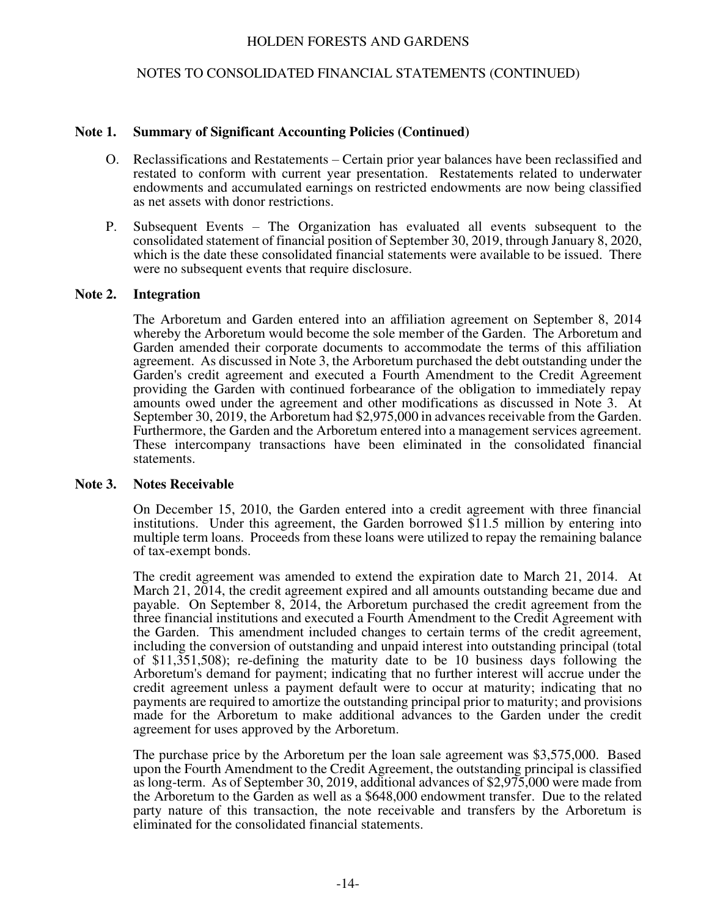## Note 1. Summary of Significant Accounting Policies (Continued)

O. Reclassifications and Restatements – Certain prior year balances have been reclassified and restated to conform with current year presentation. Restatements related to underwater endowments and accumulated earnings on restricted endowments are now being classified as net assets with donor restrictions.

P. Subsequent Events – The Organization has evaluated all events subsequent to the consolidated statement of financial position of September 30, 2019, through January 8, 2020, which is the date these consolidated financial statements were available to be issued. There were no subsequent events that require disclosure.

## Note 2. Integration

The Arboretum and Garden entered into an affiliation agreement on September 8, 2014 whereby the Arboretum would become the sole member of the Garden. The Arboretum and Garden amended their corporate documents to accommodate the terms of this affiliation agreement. As discussed in Note 3, the Arboretum purchased the debt outstanding under the Garden's credit agreement and executed a Fourth Amendment to the Credit Agreement providing the Garden with continued forbearance of the obligation to immediately repay amounts owed under the agreement and other modifications as discussed in Note 3. At September 30, 2019, the Arboretum had $2,975,000 in advances receivable from the Garden. Furthermore, the Garden and the Arboretum entered into a management services agreement. These intercompany transactions have been eliminated in the consolidated financial statements.

## Note 3. Notes Receivable

On December 15, 2010, the Garden entered into a credit agreement with three financial institutions. Under this agreement, the Garden borrowed $11.5 million by entering into multiple term loans. Proceeds from these loans were utilized to repay the remaining balance of tax-exempt bonds.

The credit agreement was amended to extend the expiration date to March 21, 2014. At March 21, 2014, the credit agreement expired and all amounts outstanding became due and payable. On September 8, 2014, the Arboretum purchased the credit agreement from the three financial institutions and executed a Fourth Amendment to the Credit Agreement with the Garden. This amendment included changes to certain terms of the credit agreement, including the conversion of outstanding and unpaid interest into outstanding principal (total of $11,351,508); re-defining the maturity date to be 10 business days following the Arboretum's demand for payment; indicating that no further interest will accrue under the credit agreement unless a payment default were to occur at maturity; indicating that no payments are required to amortize the outstanding principal prior to maturity; and provisions made for the Arboretum to make additional advances to the Garden under the credit agreement for uses approved by the Arboretum.

The purchase price by the Arboretum per the loan sale agreement was $3,575,000. Based upon the Fourth Amendment to the Credit Agreement, the outstanding principal is classified as long-term. As of September 30, 2019, additional advances of $2,975,000 were made from the Arboretum to the Garden as well as a $648,000 endowment transfer. Due to the related party nature of this transaction, the note receivable and transfers by the Arboretum is eliminated for the consolidated financial statements.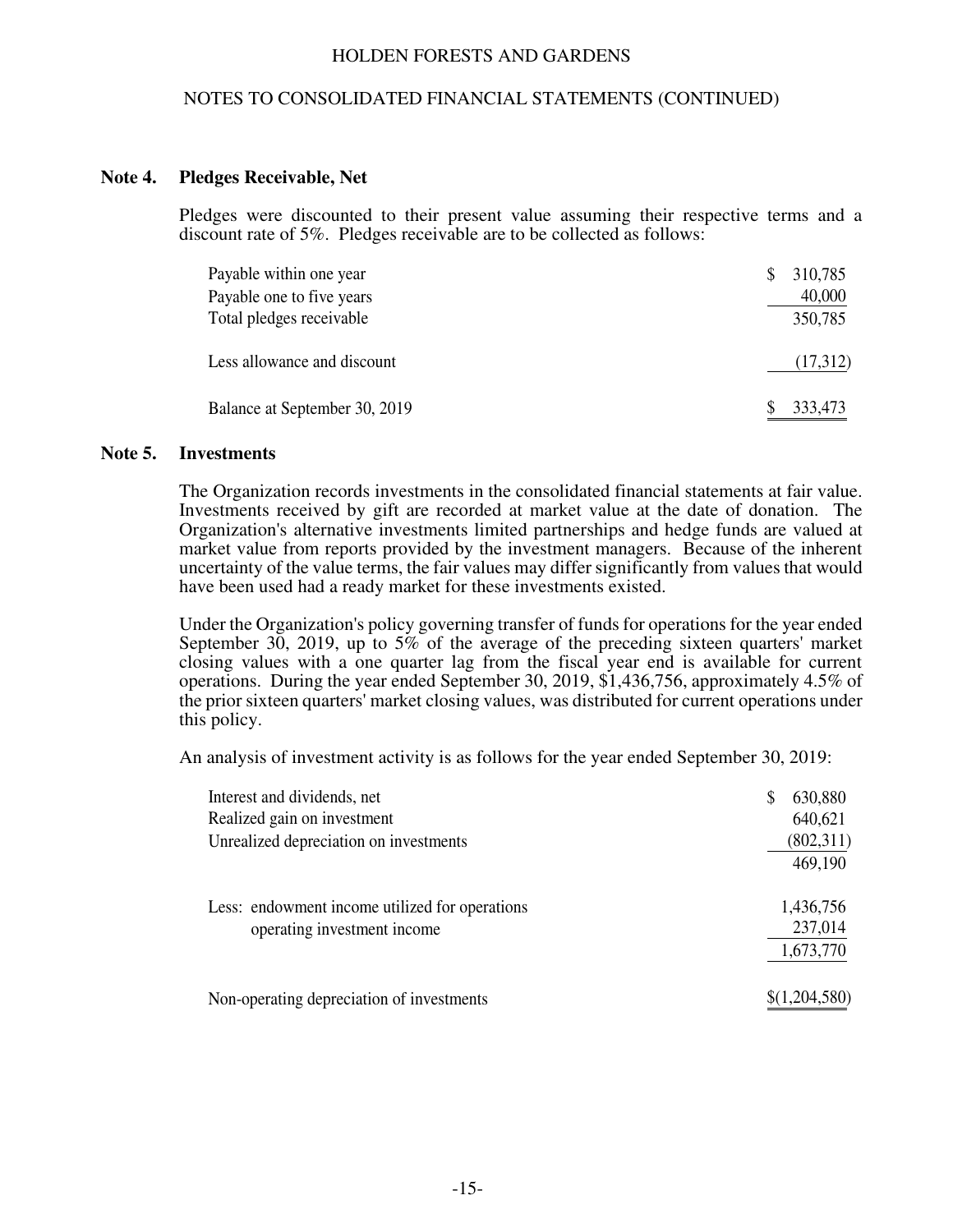## Note 4. Pledges Receivable, Net

Pledges were discounted to their present value assuming their respective terms and a discount rate of 5%. Pledges receivable are to be collected as follows:

| | |
|---|---|
| Payable within one year | $ 310,785 |
| Payable one to five years | 40,000 |
| Total pledges receivable | 350,785 |
| Less allowance and discount | (17,312) |
| Balance at September 30, 2019 | $ 333,473 |

## Note 5. Investments

The Organization records investments in the consolidated financial statements at fair value. Investments received by gift are recorded at market value at the date of donation. The Organization's alternative investments limited partnerships and hedge funds are valued at market value from reports provided by the investment managers. Because of the inherent uncertainty of the value terms, the fair values may differ significantly from values that would have been used had a ready market for these investments existed.

Under the Organization's policy governing transfer of funds for operations for the year ended September 30, 2019, up to 5% of the average of the preceding sixteen quarters' market closing values with a one quarter lag from the fiscal year end is available for current operations. During the year ended September 30, 2019, $1,436,756, approximately 4.5% of the prior sixteen quarters' market closing values, was distributed for current operations under this policy.

An analysis of investment activity is as follows for the year ended September 30, 2019:

| | |
|---|---|
| Interest and dividends, net | $ 630,880 |
| Realized gain on investment | 640,621 |
| Unrealized depreciation on investments | (802,311) |
| | 469,190 |
| Less: endowment income utilized for operations | 1,436,756 |
| operating investment income | 237,014 |
| | 1,673,770 |
| Non-operating depreciation of investments | $(1,204,580) |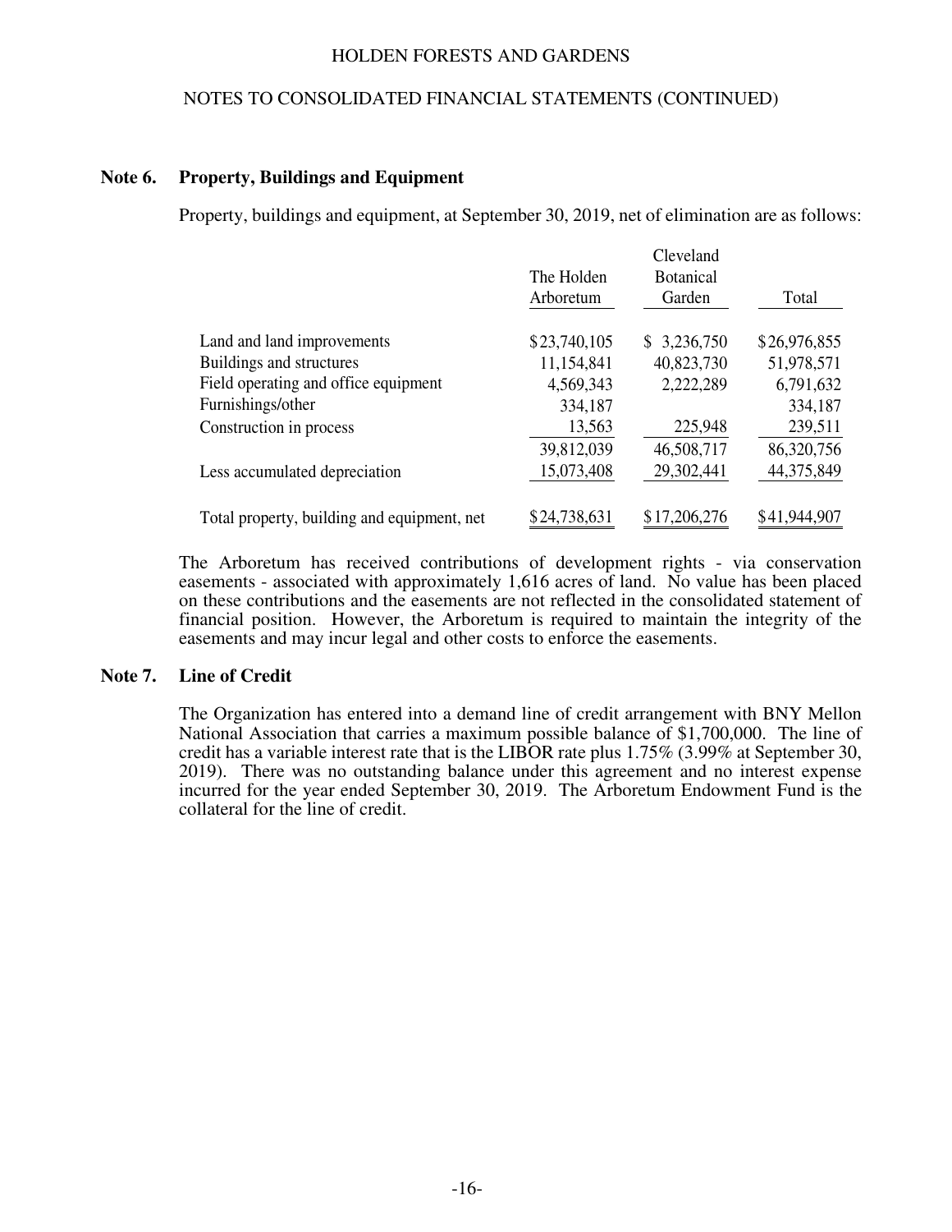## Note 6. Property, Buildings and Equipment

Property, buildings and equipment, at September 30, 2019, net of elimination are as follows:

| | The Holden Arboretum | Cleveland Botanical Garden | Total |
|---|---|---|---|
| Land and land improvements | $23,740,105 | $ 3,236,750 | $26,976,855 |
| Buildings and structures | 11,154,841 | 40,823,730 | 51,978,571 |
| Field operating and office equipment | 4,569,343 | 2,222,289 | 6,791,632 |
| Furnishings/other | 334,187 | | 334,187 |
| Construction in process | 13,563 | 225,948 | 239,511 |
| | 39,812,039 | 46,508,717 | 86,320,756 |
| Less accumulated depreciation | 15,073,408 | 29,302,441 | 44,375,849 |
| Total property, building and equipment, net | $24,738,631 | $17,206,276 | $41,944,907 |

The Arboretum has received contributions of development rights - via conservation easements - associated with approximately 1,616 acres of land. No value has been placed on these contributions and the easements are not reflected in the consolidated statement of financial position. However, the Arboretum is required to maintain the integrity of the easements and may incur legal and other costs to enforce the easements.

## Note 7. Line of Credit

The Organization has entered into a demand line of credit arrangement with BNY Mellon National Association that carries a maximum possible balance of $1,700,000. The line of credit has a variable interest rate that is the LIBOR rate plus 1.75% (3.99% at September 30, 2019). There was no outstanding balance under this agreement and no interest expense incurred for the year ended September 30, 2019. The Arboretum Endowment Fund is the collateral for the line of credit.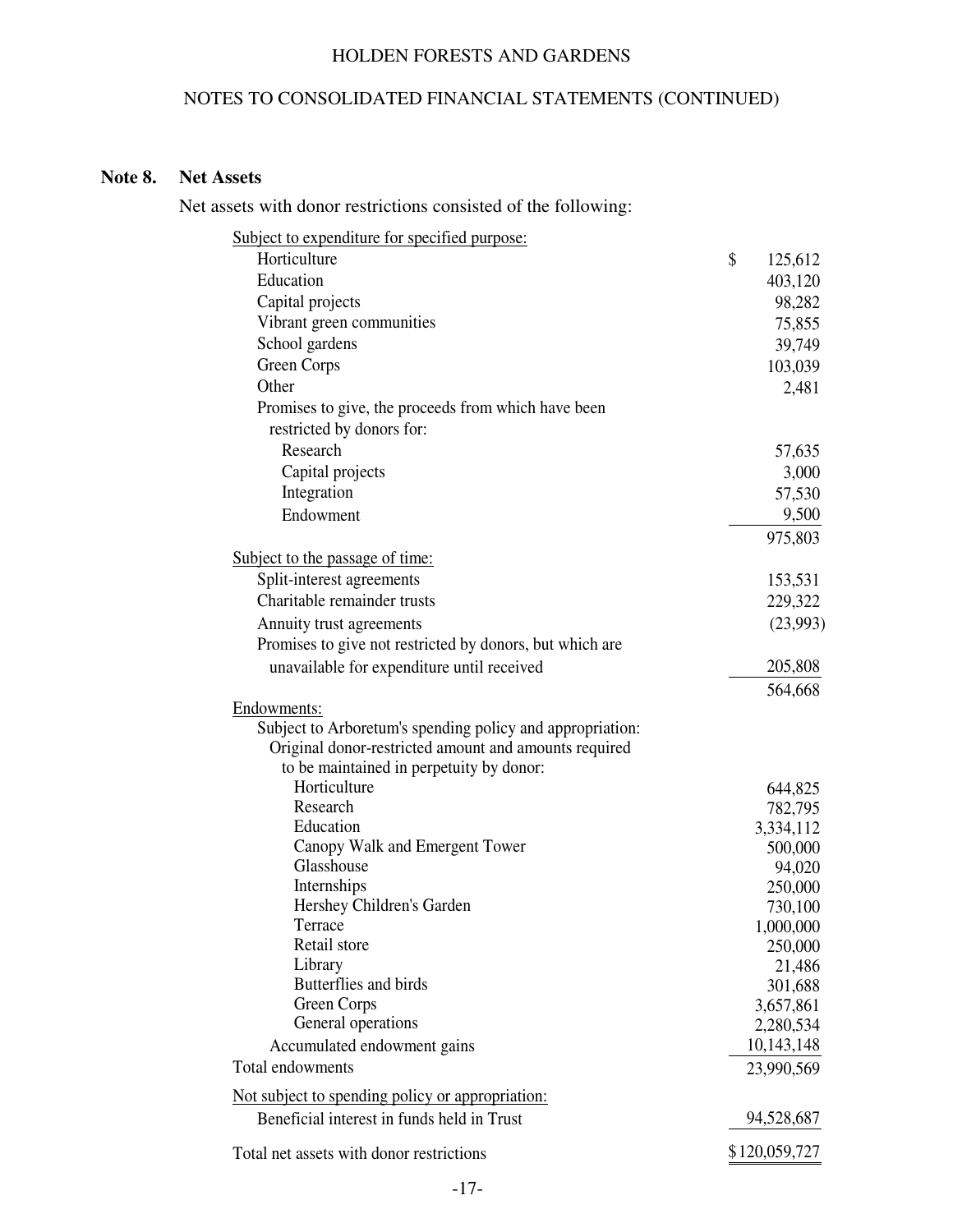## Note 8. Net Assets

Net assets with donor restrictions consisted of the following:

| | |
|---|---|
| Subject to expenditure for specified purpose: | |
| Horticulture | $ 125,612 |
| Education | 403,120 |
| Capital projects | 98,282 |
| Vibrant green communities | 75,855 |
| School gardens | 39,749 |
| Green Corps | 103,039 |
| Other | 2,481 |
| Promises to give, the proceeds from which have been restricted by donors for: | |
| Research | 57,635 |
| Capital projects | 3,000 |
| Integration | 57,530 |
| Endowment | 9,500 |
| | 975,803 |
| Subject to the passage of time: | |
| Split-interest agreements | 153,531 |
| Charitable remainder trusts | 229,322 |
| Annuity trust agreements | (23,993) |
| Promises to give not restricted by donors, but which are unavailable for expenditure until received | 205,808 |
| | 564,668 |
| Endowments: | |
| Subject to Arboretum's spending policy and appropriation: | |
| Original donor-restricted amount and amounts required to be maintained in perpetuity by donor: | |
| Horticulture | 644,825 |
| Research | 782,795 |
| Education | 3,334,112 |
| Canopy Walk and Emergent Tower | 500,000 |
| Glasshouse | 94,020 |
| Internships | 250,000 |
| Hershey Children's Garden | 730,100 |
| Terrace | 1,000,000 |
| Retail store | 250,000 |
| Library | 21,486 |
| Butterflies and birds | 301,688 |
| Green Corps | 3,657,861 |
| General operations | 2,280,534 |
| Accumulated endowment gains | 10,143,148 |
| Total endowments | 23,990,569 |
| Not subject to spending policy or appropriation: | |
| Beneficial interest in funds held in Trust | 94,528,687 |
| Total net assets with donor restrictions | $120,059,727 |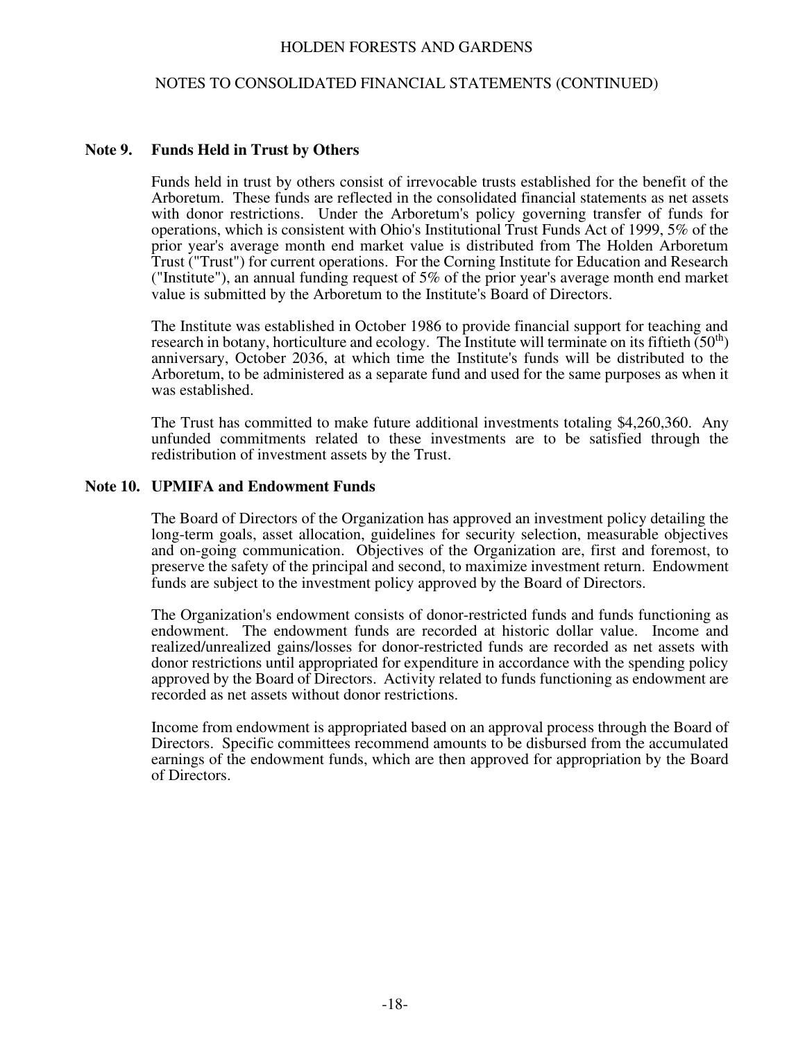## Note 9. Funds Held in Trust by Others

Funds held in trust by others consist of irrevocable trusts established for the benefit of the Arboretum. These funds are reflected in the consolidated financial statements as net assets with donor restrictions. Under the Arboretum's policy governing transfer of funds for operations, which is consistent with Ohio's Institutional Trust Funds Act of 1999, 5% of the prior year's average month end market value is distributed from The Holden Arboretum Trust ("Trust") for current operations. For the Corning Institute for Education and Research ("Institute"), an annual funding request of 5% of the prior year's average month end market value is submitted by the Arboretum to the Institute's Board of Directors.

The Institute was established in October 1986 to provide financial support for teaching and research in botany, horticulture and ecology. The Institute will terminate on its fiftieth (50th) anniversary, October 2036, at which time the Institute's funds will be distributed to the Arboretum, to be administered as a separate fund and used for the same purposes as when it was established.

The Trust has committed to make future additional investments totaling $4,260,360. Any unfunded commitments related to these investments are to be satisfied through the redistribution of investment assets by the Trust.

## Note 10. UPMIFA and Endowment Funds

The Board of Directors of the Organization has approved an investment policy detailing the long-term goals, asset allocation, guidelines for security selection, measurable objectives and on-going communication. Objectives of the Organization are, first and foremost, to preserve the safety of the principal and second, to maximize investment return. Endowment funds are subject to the investment policy approved by the Board of Directors.

The Organization's endowment consists of donor-restricted funds and funds functioning as endowment. The endowment funds are recorded at historic dollar value. Income and realized/unrealized gains/losses for donor-restricted funds are recorded as net assets with donor restrictions until appropriated for expenditure in accordance with the spending policy approved by the Board of Directors. Activity related to funds functioning as endowment are recorded as net assets without donor restrictions.

Income from endowment is appropriated based on an approval process through the Board of Directors. Specific committees recommend amounts to be disbursed from the accumulated earnings of the endowment funds, which are then approved for appropriation by the Board of Directors.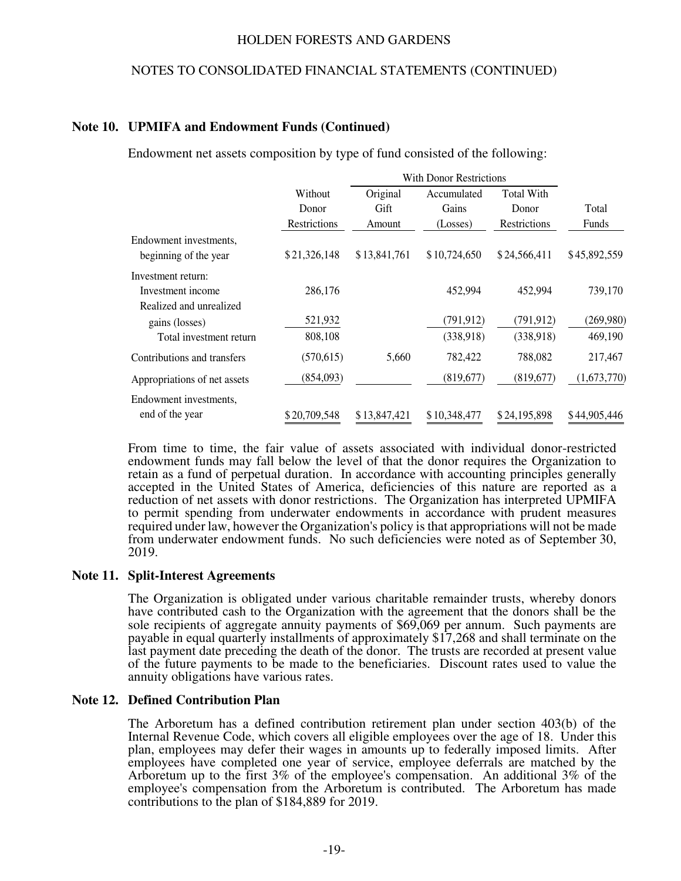## Note 10. UPMIFA and Endowment Funds (Continued)

Endowment net assets composition by type of fund consisted of the following:

| | Without Donor Restrictions | With Donor Restrictions | | | Total Funds |
|---|---|---|---|---|---|
| | | Original Gift Amount | Accumulated Gains (Losses) | Total With Donor Restrictions | |
| Endowment investments, beginning of the year | $21,326,148 | $13,841,761 | $10,724,650 | $24,566,411 | $45,892,559 |
| Investment return: | | | | | |
| Investment income | 286,176 | | 452,994 | 452,994 | 739,170 |
| Realized and unrealized gains (losses) | 521,932 | | (791,912) | (791,912) | (269,980) |
| Total investment return | 808,108 | | (338,918) | (338,918) | 469,190 |
| Contributions and transfers | (570,615) | 5,660 | 782,422 | 788,082 | 217,467 |
| Appropriations of net assets | (854,093) | | (819,677) | (819,677) | (1,673,770) |
| Endowment investments, end of the year | $20,709,548 | $13,847,421 | $10,348,477 | $24,195,898 | $44,905,446 |

From time to time, the fair value of assets associated with individual donor-restricted endowment funds may fall below the level of that the donor requires the Organization to retain as a fund of perpetual duration. In accordance with accounting principles generally accepted in the United States of America, deficiencies of this nature are reported as a reduction of net assets with donor restrictions. The Organization has interpreted UPMIFA to permit spending from underwater endowments in accordance with prudent measures required under law, however the Organization's policy is that appropriations will not be made from underwater endowment funds. No such deficiencies were noted as of September 30, 2019.

## Note 11. Split-Interest Agreements

The Organization is obligated under various charitable remainder trusts, whereby donors have contributed cash to the Organization with the agreement that the donors shall be the sole recipients of aggregate annuity payments of $69,069 per annum. Such payments are payable in equal quarterly installments of approximately $17,268 and shall terminate on the last payment date preceding the death of the donor. The trusts are recorded at present value of the future payments to be made to the beneficiaries. Discount rates used to value the annuity obligations have various rates.

## Note 12. Defined Contribution Plan

The Arboretum has a defined contribution retirement plan under section 403(b) of the Internal Revenue Code, which covers all eligible employees over the age of 18. Under this plan, employees may defer their wages in amounts up to federally imposed limits. After employees have completed one year of service, employee deferrals are matched by the Arboretum up to the first 3% of the employee's compensation. An additional 3% of the employee's compensation from the Arboretum is contributed. The Arboretum has made contributions to the plan of $184,889 for 2019.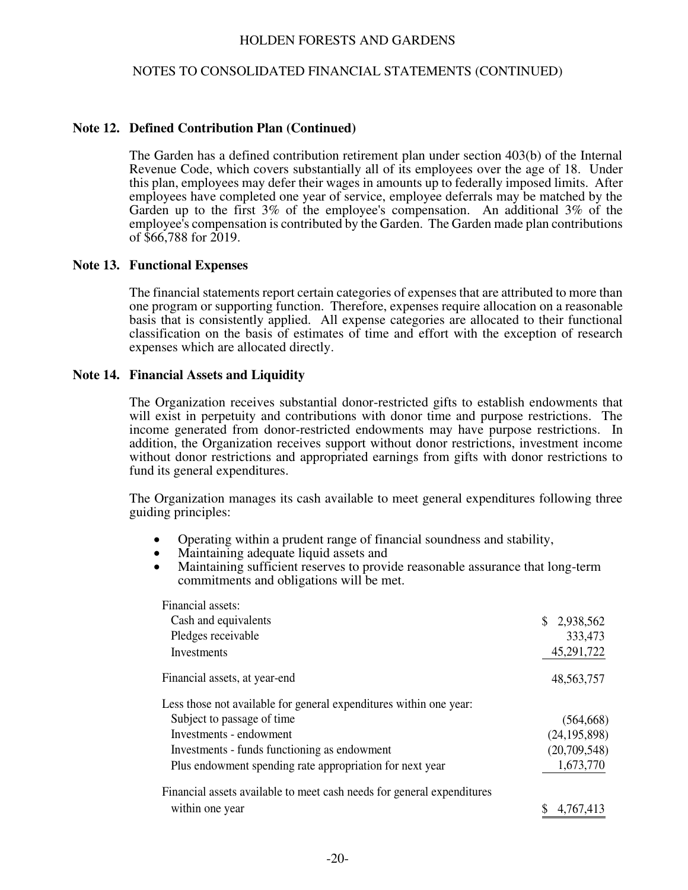## Note 12. Defined Contribution Plan (Continued)

The Garden has a defined contribution retirement plan under section 403(b) of the Internal Revenue Code, which covers substantially all of its employees over the age of 18. Under this plan, employees may defer their wages in amounts up to federally imposed limits. After employees have completed one year of service, employee deferrals may be matched by the Garden up to the first 3% of the employee's compensation. An additional 3% of the employee's compensation is contributed by the Garden. The Garden made plan contributions of $66,788 for 2019.

## Note 13. Functional Expenses

The financial statements report certain categories of expenses that are attributed to more than one program or supporting function. Therefore, expenses require allocation on a reasonable basis that is consistently applied. All expense categories are allocated to their functional classification on the basis of estimates of time and effort with the exception of research expenses which are allocated directly.

## Note 14. Financial Assets and Liquidity

The Organization receives substantial donor-restricted gifts to establish endowments that will exist in perpetuity and contributions with donor time and purpose restrictions. The income generated from donor-restricted endowments may have purpose restrictions. In addition, the Organization receives support without donor restrictions, investment income without donor restrictions and appropriated earnings from gifts with donor restrictions to fund its general expenditures.

The Organization manages its cash available to meet general expenditures following three guiding principles:

- Operating within a prudent range of financial soundness and stability,
- Maintaining adequate liquid assets and
- Maintaining sufficient reserves to provide reasonable assurance that long-term commitments and obligations will be met.

| | |
|---|---|
| Financial assets: | |
| Cash and equivalents | $ 2,938,562 |
| Pledges receivable | 333,473 |
| Investments | 45,291,722 |
| Financial assets, at year-end | 48,563,757 |
| Less those not available for general expenditures within one year: | |
| Subject to passage of time | (564,668) |
| Investments - endowment | (24,195,898) |
| Investments - funds functioning as endowment | (20,709,548) |
| Plus endowment spending rate appropriation for next year | 1,673,770 |
| Financial assets available to meet cash needs for general expenditures within one year | $ 4,767,413 |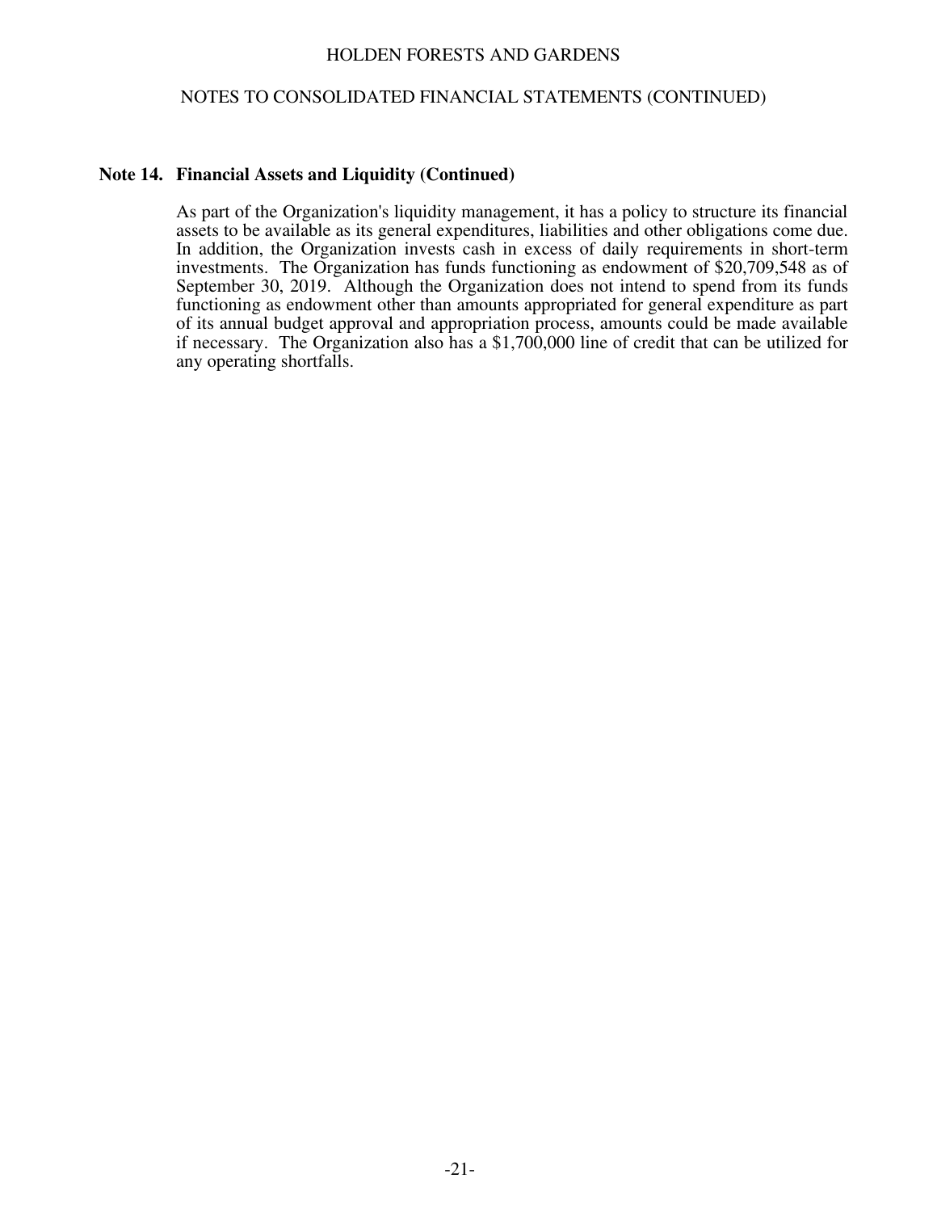## Note 14. Financial Assets and Liquidity (Continued)

As part of the Organization's liquidity management, it has a policy to structure its financial assets to be available as its general expenditures, liabilities and other obligations come due. In addition, the Organization invests cash in excess of daily requirements in short-term investments. The Organization has funds functioning as endowment of $20,709,548 as of September 30, 2019. Although the Organization does not intend to spend from its funds functioning as endowment other than amounts appropriated for general expenditure as part of its annual budget approval and appropriation process, amounts could be made available if necessary. The Organization also has a $1,700,000 line of credit that can be utilized for any operating shortfalls.